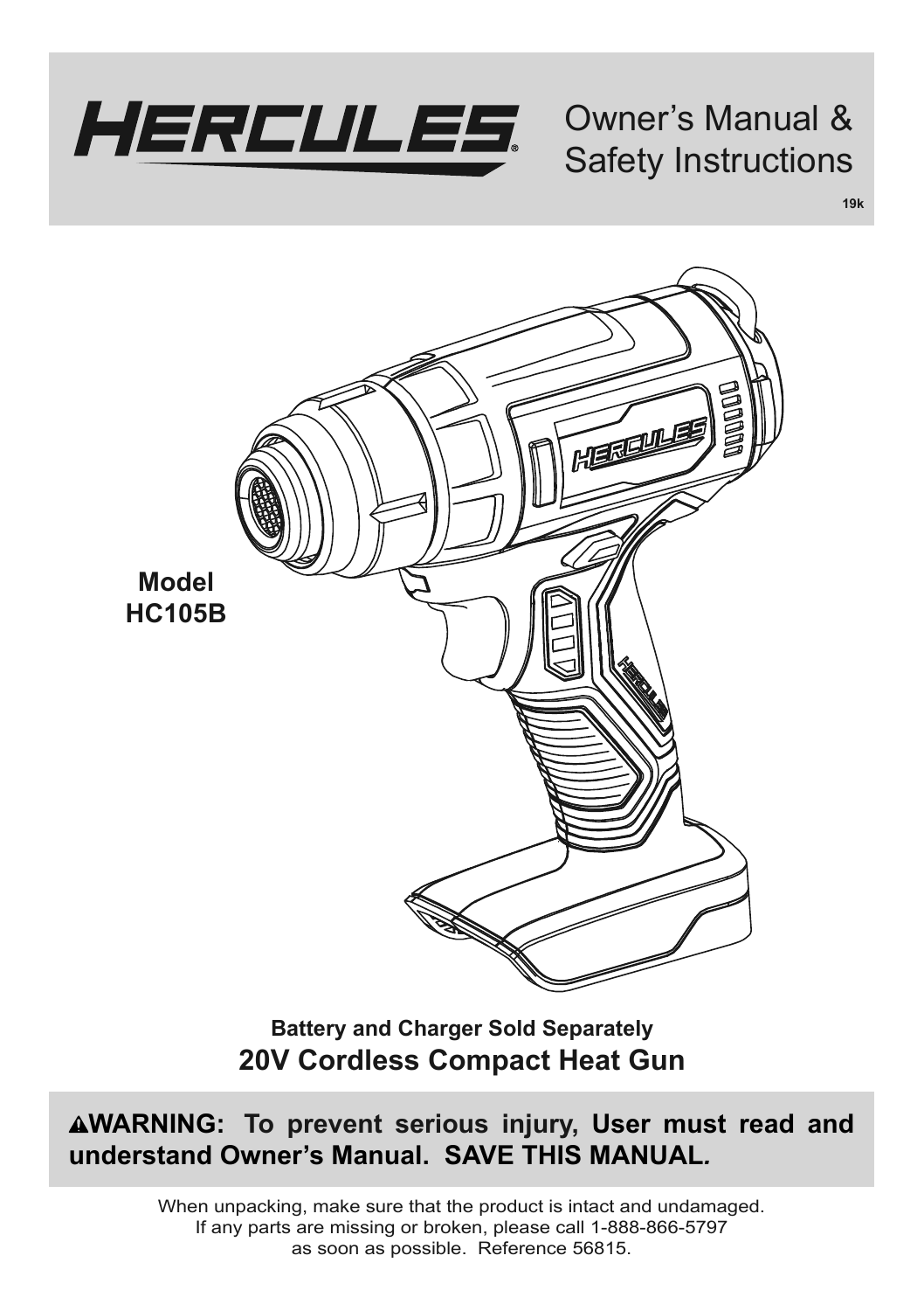# HERCULES®

## Owner's Manual & Safety Instructions

19k

**Model HC105B**

**Battery and Charger Sold Separately**

## 20V Cordless Compact Heat Gun

**⚠WARNING: To prevent serious injury, User must read and understand Owner's Manual. SAVE THIS MANUAL.**

When unpacking, make sure that the product is intact and undamaged. If any parts are missing or broken, please call 1-888-866-5797 as soon as possible. Reference 56815.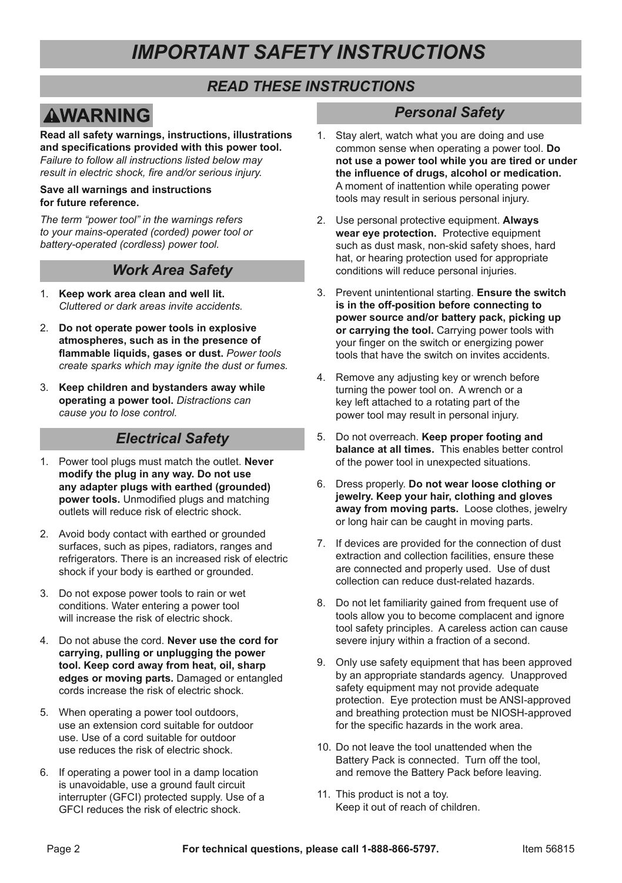# *IMPORTANT SAFETY INSTRUCTIONS*

## *READ THESE INSTRUCTIONS*

## ⚠WARNING

**Read all safety warnings, instructions, illustrations and specifications provided with this power tool.** *Failure to follow all instructions listed below may result in electric shock, fire and/or serious injury.*

**Save all warnings and instructions for future reference.**

*The term "power tool" in the warnings refers to your mains-operated (corded) power tool or battery-operated (cordless) power tool.*

### *Work Area Safety*

1. **Keep work area clean and well lit.** *Cluttered or dark areas invite accidents.*
2. **Do not operate power tools in explosive atmospheres, such as in the presence of flammable liquids, gases or dust.** *Power tools create sparks which may ignite the dust or fumes.*
3. **Keep children and bystanders away while operating a power tool.** *Distractions can cause you to lose control.*

### *Electrical Safety*

1. Power tool plugs must match the outlet. **Never modify the plug in any way. Do not use any adapter plugs with earthed (grounded) power tools.** Unmodified plugs and matching outlets will reduce risk of electric shock.
2. Avoid body contact with earthed or grounded surfaces, such as pipes, radiators, ranges and refrigerators. There is an increased risk of electric shock if your body is earthed or grounded.
3. Do not expose power tools to rain or wet conditions. Water entering a power tool will increase the risk of electric shock.
4. Do not abuse the cord. **Never use the cord for carrying, pulling or unplugging the power tool. Keep cord away from heat, oil, sharp edges or moving parts.** Damaged or entangled cords increase the risk of electric shock.
5. When operating a power tool outdoors, use an extension cord suitable for outdoor use. Use of a cord suitable for outdoor use reduces the risk of electric shock.
6. If operating a power tool in a damp location is unavoidable, use a ground fault circuit interrupter (GFCI) protected supply. Use of a GFCI reduces the risk of electric shock.

### *Personal Safety*

1. Stay alert, watch what you are doing and use common sense when operating a power tool. **Do not use a power tool while you are tired or under the influence of drugs, alcohol or medication.** A moment of inattention while operating power tools may result in serious personal injury.
2. Use personal protective equipment. **Always wear eye protection.** Protective equipment such as dust mask, non-skid safety shoes, hard hat, or hearing protection used for appropriate conditions will reduce personal injuries.
3. Prevent unintentional starting. **Ensure the switch is in the off-position before connecting to power source and/or battery pack, picking up or carrying the tool.** Carrying power tools with your finger on the switch or energizing power tools that have the switch on invites accidents.
4. Remove any adjusting key or wrench before turning the power tool on. A wrench or a key left attached to a rotating part of the power tool may result in personal injury.
5. Do not overreach. **Keep proper footing and balance at all times.** This enables better control of the power tool in unexpected situations.
6. Dress properly. **Do not wear loose clothing or jewelry. Keep your hair, clothing and gloves away from moving parts.** Loose clothes, jewelry or long hair can be caught in moving parts.
7. If devices are provided for the connection of dust extraction and collection facilities, ensure these are connected and properly used. Use of dust collection can reduce dust-related hazards.
8. Do not let familiarity gained from frequent use of tools allow you to become complacent and ignore tool safety principles. A careless action can cause severe injury within a fraction of a second.
9. Only use safety equipment that has been approved by an appropriate standards agency. Unapproved safety equipment may not provide adequate protection. Eye protection must be ANSI-approved and breathing protection must be NIOSH-approved for the specific hazards in the work area.
10. Do not leave the tool unattended when the Battery Pack is connected. Turn off the tool, and remove the Battery Pack before leaving.
11. This product is not a toy. Keep it out of reach of children.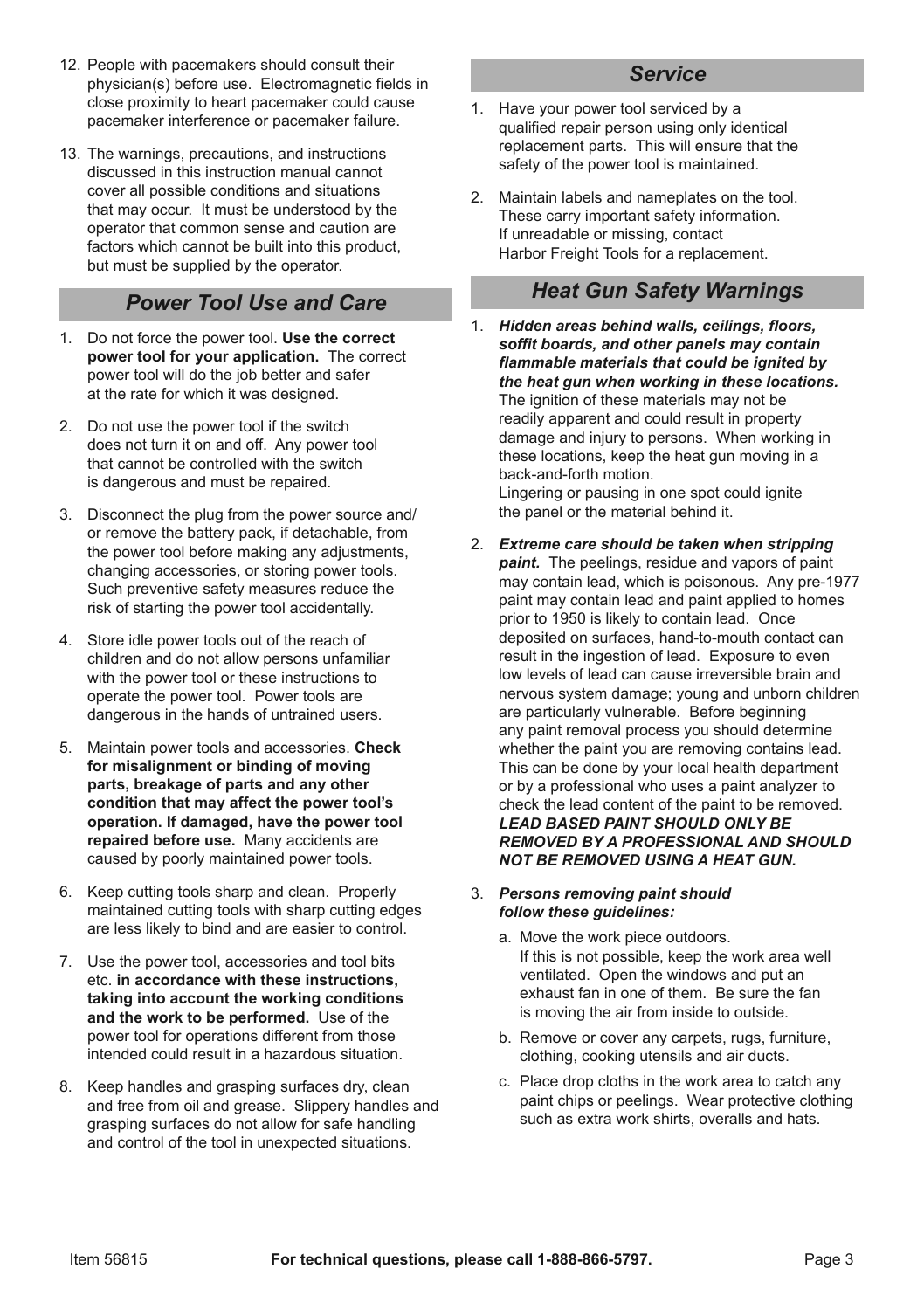12. People with pacemakers should consult their physician(s) before use. Electromagnetic fields in close proximity to heart pacemaker could cause pacemaker interference or pacemaker failure.

13. The warnings, precautions, and instructions discussed in this instruction manual cannot cover all possible conditions and situations that may occur. It must be understood by the operator that common sense and caution are factors which cannot be built into this product, but must be supplied by the operator.

## *Power Tool Use and Care*

1. Do not force the power tool. **Use the correct power tool for your application.** The correct power tool will do the job better and safer at the rate for which it was designed.

2. Do not use the power tool if the switch does not turn it on and off. Any power tool that cannot be controlled with the switch is dangerous and must be repaired.

3. Disconnect the plug from the power source and/or remove the battery pack, if detachable, from the power tool before making any adjustments, changing accessories, or storing power tools. Such preventive safety measures reduce the risk of starting the power tool accidentally.

4. Store idle power tools out of the reach of children and do not allow persons unfamiliar with the power tool or these instructions to operate the power tool. Power tools are dangerous in the hands of untrained users.

5. Maintain power tools and accessories. **Check for misalignment or binding of moving parts, breakage of parts and any other condition that may affect the power tool's operation. If damaged, have the power tool repaired before use.** Many accidents are caused by poorly maintained power tools.

6. Keep cutting tools sharp and clean. Properly maintained cutting tools with sharp cutting edges are less likely to bind and are easier to control.

7. Use the power tool, accessories and tool bits etc. **in accordance with these instructions, taking into account the working conditions and the work to be performed.** Use of the power tool for operations different from those intended could result in a hazardous situation.

8. Keep handles and grasping surfaces dry, clean and free from oil and grease. Slippery handles and grasping surfaces do not allow for safe handling and control of the tool in unexpected situations.

## *Service*

1. Have your power tool serviced by a qualified repair person using only identical replacement parts. This will ensure that the safety of the power tool is maintained.

2. Maintain labels and nameplates on the tool. These carry important safety information. If unreadable or missing, contact Harbor Freight Tools for a replacement.

## *Heat Gun Safety Warnings*

1. ***Hidden areas behind walls, ceilings, floors, soffit boards, and other panels may contain flammable materials that could be ignited by the heat gun when working in these locations.*** The ignition of these materials may not be readily apparent and could result in property damage and injury to persons. When working in these locations, keep the heat gun moving in a back-and-forth motion.
   Lingering or pausing in one spot could ignite the panel or the material behind it.

2. ***Extreme care should be taken when stripping paint.*** The peelings, residue and vapors of paint may contain lead, which is poisonous. Any pre-1977 paint may contain lead and paint applied to homes prior to 1950 is likely to contain lead. Once deposited on surfaces, hand-to-mouth contact can result in the ingestion of lead. Exposure to even low levels of lead can cause irreversible brain and nervous system damage; young and unborn children are particularly vulnerable. Before beginning any paint removal process you should determine whether the paint you are removing contains lead. This can be done by your local health department or by a professional who uses a paint analyzer to check the lead content of the paint to be removed. ***LEAD BASED PAINT SHOULD ONLY BE REMOVED BY A PROFESSIONAL AND SHOULD NOT BE REMOVED USING A HEAT GUN.***

3. ***Persons removing paint should follow these guidelines:***
   a. Move the work piece outdoors. If this is not possible, keep the work area well ventilated. Open the windows and put an exhaust fan in one of them. Be sure the fan is moving the air from inside to outside.
   b. Remove or cover any carpets, rugs, furniture, clothing, cooking utensils and air ducts.
   c. Place drop cloths in the work area to catch any paint chips or peelings. Wear protective clothing such as extra work shirts, overalls and hats.

Item 56815 **For technical questions, please call 1-888-866-5797.**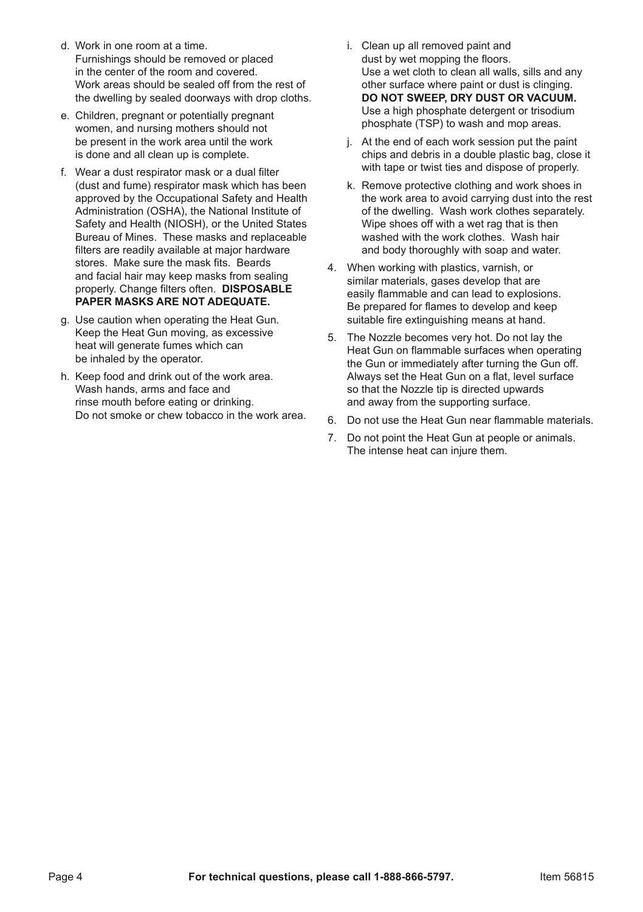d. Work in one room at a time. Furnishings should be removed or placed in the center of the room and covered. Work areas should be sealed off from the rest of the dwelling by sealed doorways with drop cloths.

e. Children, pregnant or potentially pregnant women, and nursing mothers should not be present in the work area until the work is done and all clean up is complete.

f. Wear a dust respirator mask or a dual filter (dust and fume) respirator mask which has been approved by the Occupational Safety and Health Administration (OSHA), the National Institute of Safety and Health (NIOSH), or the United States Bureau of Mines. These masks and replaceable filters are readily available at major hardware stores. Make sure the mask fits. Beards and facial hair may keep masks from sealing properly. Change filters often. **DISPOSABLE PAPER MASKS ARE NOT ADEQUATE.**

g. Use caution when operating the Heat Gun. Keep the Heat Gun moving, as excessive heat will generate fumes which can be inhaled by the operator.

h. Keep food and drink out of the work area. Wash hands, arms and face and rinse mouth before eating or drinking. Do not smoke or chew tobacco in the work area.

i. Clean up all removed paint and dust by wet mopping the floors. Use a wet cloth to clean all walls, sills and any other surface where paint or dust is clinging. **DO NOT SWEEP, DRY DUST OR VACUUM.** Use a high phosphate detergent or trisodium phosphate (TSP) to wash and mop areas.

j. At the end of each work session put the paint chips and debris in a double plastic bag, close it with tape or twist ties and dispose of properly.

k. Remove protective clothing and work shoes in the work area to avoid carrying dust into the rest of the dwelling. Wash work clothes separately. Wipe shoes off with a wet rag that is then washed with the work clothes. Wash hair and body thoroughly with soap and water.

4. When working with plastics, varnish, or similar materials, gases develop that are easily flammable and can lead to explosions. Be prepared for flames to develop and keep suitable fire extinguishing means at hand.

5. The Nozzle becomes very hot. Do not lay the Heat Gun on flammable surfaces when operating the Gun or immediately after turning the Gun off. Always set the Heat Gun on a flat, level surface so that the Nozzle tip is directed upwards and away from the supporting surface.

6. Do not use the Heat Gun near flammable materials.

7. Do not point the Heat Gun at people or animals. The intense heat can injure them.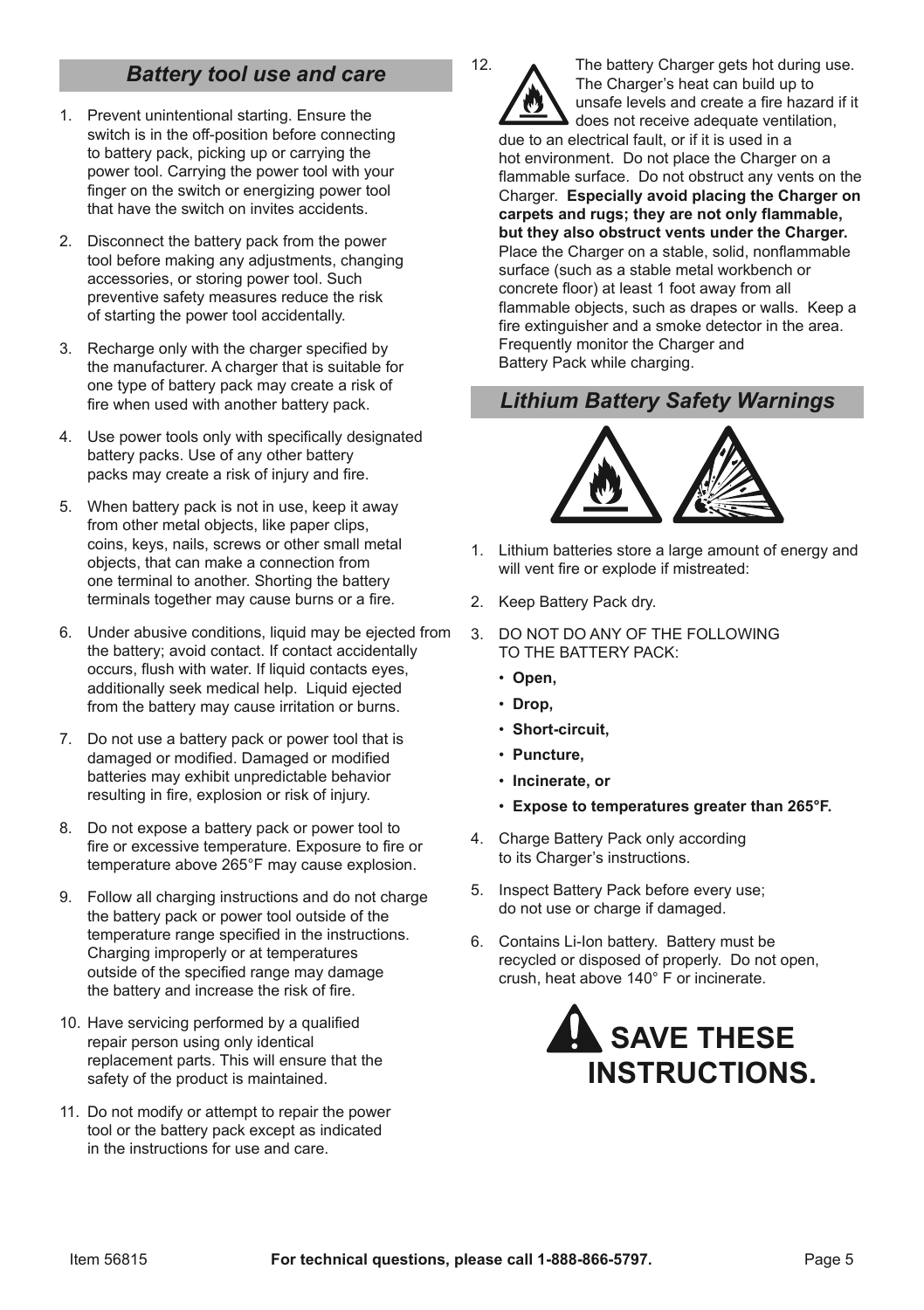## *Battery tool use and care*

1. Prevent unintentional starting. Ensure the switch is in the off-position before connecting to battery pack, picking up or carrying the power tool. Carrying the power tool with your finger on the switch or energizing power tool that have the switch on invites accidents.
2. Disconnect the battery pack from the power tool before making any adjustments, changing accessories, or storing power tool. Such preventive safety measures reduce the risk of starting the power tool accidentally.
3. Recharge only with the charger specified by the manufacturer. A charger that is suitable for one type of battery pack may create a risk of fire when used with another battery pack.
4. Use power tools only with specifically designated battery packs. Use of any other battery packs may create a risk of injury and fire.
5. When battery pack is not in use, keep it away from other metal objects, like paper clips, coins, keys, nails, screws or other small metal objects, that can make a connection from one terminal to another. Shorting the battery terminals together may cause burns or a fire.
6. Under abusive conditions, liquid may be ejected from the battery; avoid contact. If contact accidentally occurs, flush with water. If liquid contacts eyes, additionally seek medical help. Liquid ejected from the battery may cause irritation or burns.
7. Do not use a battery pack or power tool that is damaged or modified. Damaged or modified batteries may exhibit unpredictable behavior resulting in fire, explosion or risk of injury.
8. Do not expose a battery pack or power tool to fire or excessive temperature. Exposure to fire or temperature above 265°F may cause explosion.
9. Follow all charging instructions and do not charge the battery pack or power tool outside of the temperature range specified in the instructions. Charging improperly or at temperatures outside of the specified range may damage the battery and increase the risk of fire.
10. Have servicing performed by a qualified repair person using only identical replacement parts. This will ensure that the safety of the product is maintained.
11. Do not modify or attempt to repair the power tool or the battery pack except as indicated in the instructions for use and care.
12. The battery Charger gets hot during use. The Charger's heat can build up to unsafe levels and create a fire hazard if it does not receive adequate ventilation, due to an electrical fault, or if it is used in a hot environment. Do not place the Charger on a flammable surface. Do not obstruct any vents on the Charger. **Especially avoid placing the Charger on carpets and rugs; they are not only flammable, but they also obstruct vents under the Charger.** Place the Charger on a stable, solid, nonflammable surface (such as a stable metal workbench or concrete floor) at least 1 foot away from all flammable objects, such as drapes or walls. Keep a fire extinguisher and a smoke detector in the area. Frequently monitor the Charger and Battery Pack while charging.

## *Lithium Battery Safety Warnings*

1. Lithium batteries store a large amount of energy and will vent fire or explode if mistreated:
2. Keep Battery Pack dry.
3. DO NOT DO ANY OF THE FOLLOWING TO THE BATTERY PACK:
   - **Open,**
   - **Drop,**
   - **Short-circuit,**
   - **Puncture,**
   - **Incinerate, or**
   - **Expose to temperatures greater than 265°F.**
4. Charge Battery Pack only according to its Charger's instructions.
5. Inspect Battery Pack before every use; do not use or charge if damaged.
6. Contains Li-Ion battery. Battery must be recycled or disposed of properly. Do not open, crush, heat above 140° F or incinerate.

# SAVE THESE INSTRUCTIONS.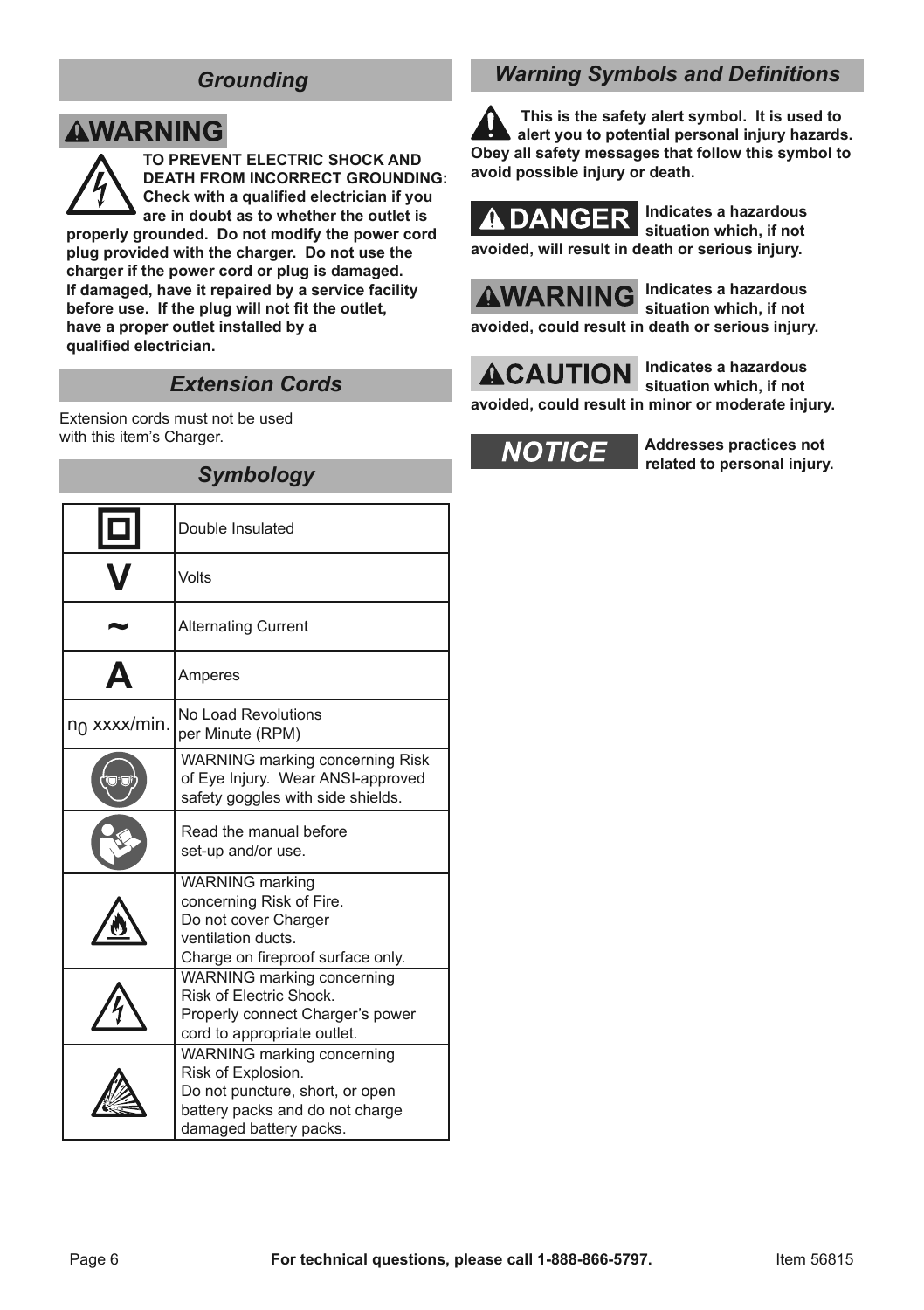## Grounding

**⚠WARNING**

**TO PREVENT ELECTRIC SHOCK AND DEATH FROM INCORRECT GROUNDING: Check with a qualified electrician if you are in doubt as to whether the outlet is properly grounded. Do not modify the power cord plug provided with the charger. Do not use the charger if the power cord or plug is damaged. If damaged, have it repaired by a service facility before use. If the plug will not fit the outlet, have a proper outlet installed by a qualified electrician.**

## Extension Cords

Extension cords must not be used with this item's Charger.

## Symbology

| Symbol | Definition |
|---|---|
| ▣ | Double Insulated |
| V | Volts |
| ~ | Alternating Current |
| A | Amperes |
| $n_0$ xxxx/min. | No Load Revolutions per Minute (RPM) |
| | WARNING marking concerning Risk of Eye Injury. Wear ANSI-approved safety goggles with side shields. |
| | Read the manual before set-up and/or use. |
| | WARNING marking concerning Risk of Fire. Do not cover Charger ventilation ducts. Charge on fireproof surface only. |
| | WARNING marking concerning Risk of Electric Shock. Properly connect Charger's power cord to appropriate outlet. |
| | WARNING marking concerning Risk of Explosion. Do not puncture, short, or open battery packs and do not charge damaged battery packs. |

## Warning Symbols and Definitions

**This is the safety alert symbol. It is used to alert you to potential personal injury hazards. Obey all safety messages that follow this symbol to avoid possible injury or death.**

**⚠ DANGER** **Indicates a hazardous situation which, if not avoided, will result in death or serious injury.**

**⚠WARNING** **Indicates a hazardous situation which, if not avoided, could result in death or serious injury.**

**⚠CAUTION** **Indicates a hazardous situation which, if not avoided, could result in minor or moderate injury.**

***NOTICE*** **Addresses practices not related to personal injury.**

For technical questions, please call 1-888-866-5797.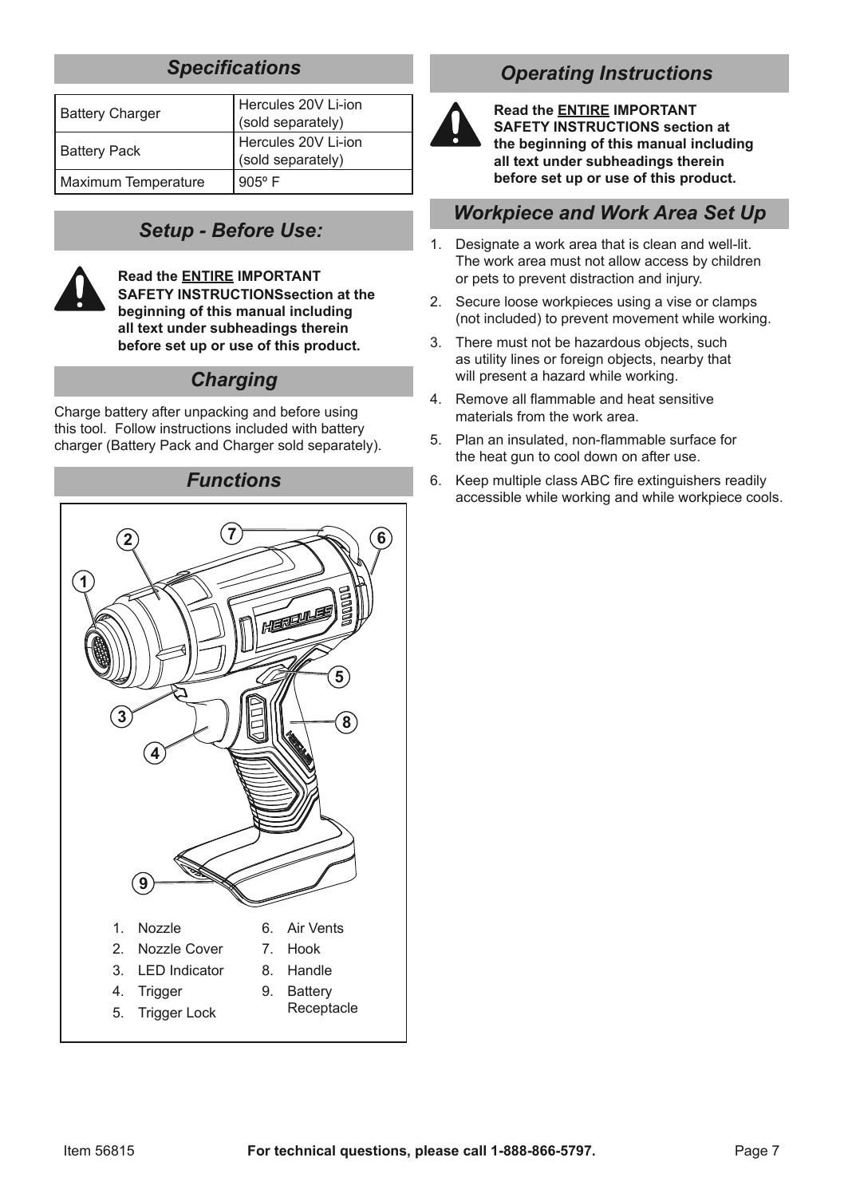## Specifications

| Battery Charger | Hercules 20V Li-ion (sold separately) |
|---|---|
| Battery Pack | Hercules 20V Li-ion (sold separately) |
| Maximum Temperature | 905º F |

## Setup - Before Use:

**Read the ENTIRE IMPORTANT SAFETY INSTRUCTIONSsection at the beginning of this manual including all text under subheadings therein before set up or use of this product.**

## Charging

Charge battery after unpacking and before using this tool. Follow instructions included with battery charger (Battery Pack and Charger sold separately).

## Functions

1. Nozzle
2. Nozzle Cover
3. LED Indicator
4. Trigger
5. Trigger Lock
6. Air Vents
7. Hook
8. Handle
9. Battery Receptacle

## Operating Instructions

**Read the ENTIRE IMPORTANT SAFETY INSTRUCTIONS section at the beginning of this manual including all text under subheadings therein before set up or use of this product.**

## Workpiece and Work Area Set Up

1. Designate a work area that is clean and well-lit. The work area must not allow access by children or pets to prevent distraction and injury.
2. Secure loose workpieces using a vise or clamps (not included) to prevent movement while working.
3. There must not be hazardous objects, such as utility lines or foreign objects, nearby that will present a hazard while working.
4. Remove all flammable and heat sensitive materials from the work area.
5. Plan an insulated, non-flammable surface for the heat gun to cool down on after use.
6. Keep multiple class ABC fire extinguishers readily accessible while working and while workpiece cools.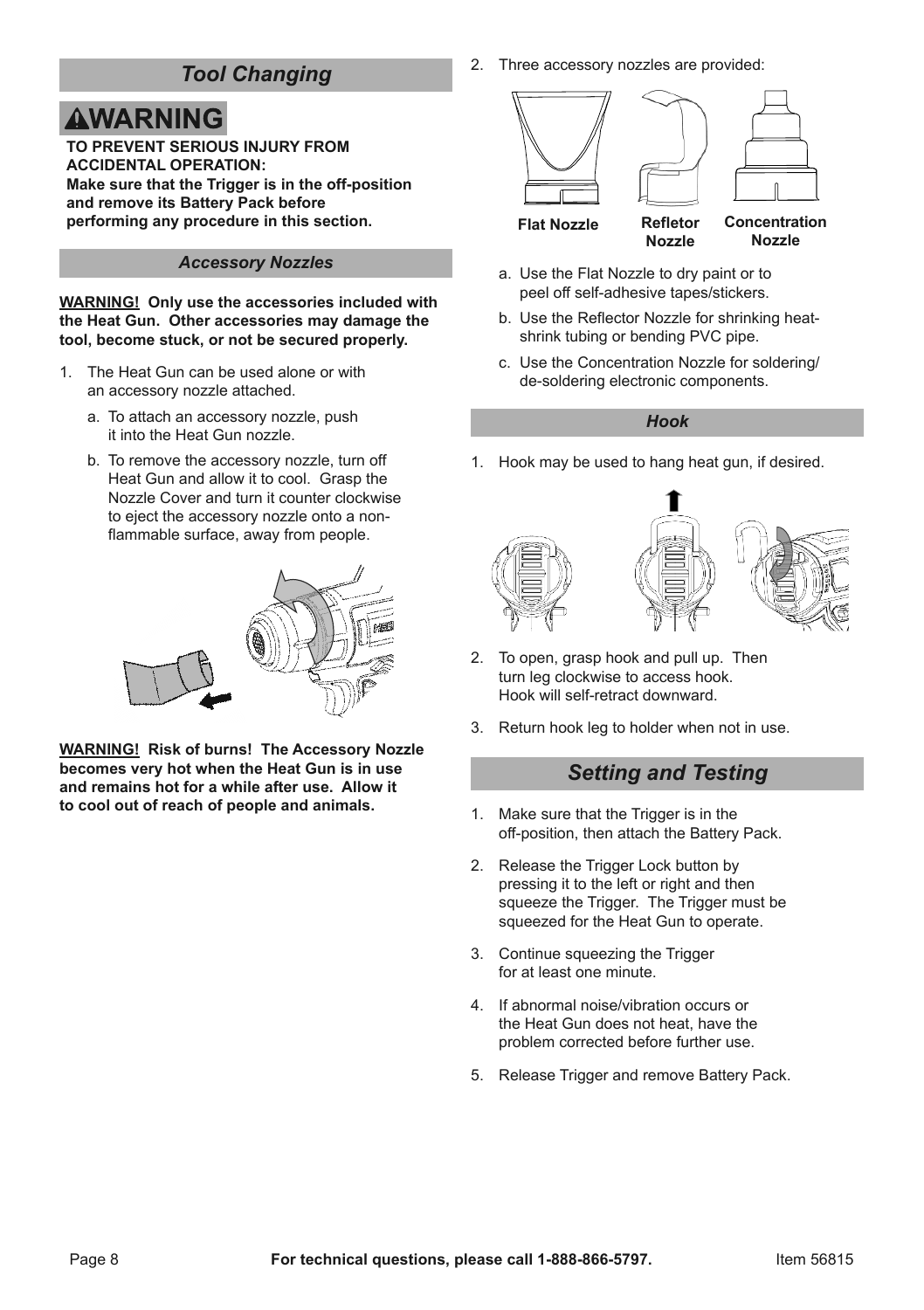## Tool Changing

**⚠WARNING**

**TO PREVENT SERIOUS INJURY FROM ACCIDENTAL OPERATION:**
**Make sure that the Trigger is in the off-position and remove its Battery Pack before performing any procedure in this section.**

### Accessory Nozzles

**WARNING! Only use the accessories included with the Heat Gun. Other accessories may damage the tool, become stuck, or not be secured properly.**

1. The Heat Gun can be used alone or with an accessory nozzle attached.
   a. To attach an accessory nozzle, push it into the Heat Gun nozzle.
   b. To remove the accessory nozzle, turn off Heat Gun and allow it to cool. Grasp the Nozzle Cover and turn it counter clockwise to eject the accessory nozzle onto a non-flammable surface, away from people.

**WARNING! Risk of burns! The Accessory Nozzle becomes very hot when the Heat Gun is in use and remains hot for a while after use. Allow it to cool out of reach of people and animals.**

2. Three accessory nozzles are provided:

Flat Nozzle | Refletor Nozzle | Concentration Nozzle

   a. Use the Flat Nozzle to dry paint or to peel off self-adhesive tapes/stickers.
   b. Use the Reflector Nozzle for shrinking heat-shrink tubing or bending PVC pipe.
   c. Use the Concentration Nozzle for soldering/de-soldering electronic components.

### Hook

1. Hook may be used to hang heat gun, if desired.
2. To open, grasp hook and pull up. Then turn leg clockwise to access hook. Hook will self-retract downward.
3. Return hook leg to holder when not in use.

## Setting and Testing

1. Make sure that the Trigger is in the off-position, then attach the Battery Pack.
2. Release the Trigger Lock button by pressing it to the left or right and then squeeze the Trigger. The Trigger must be squeezed for the Heat Gun to operate.
3. Continue squeezing the Trigger for at least one minute.
4. If abnormal noise/vibration occurs or the Heat Gun does not heat, have the problem corrected before further use.
5. Release Trigger and remove Battery Pack.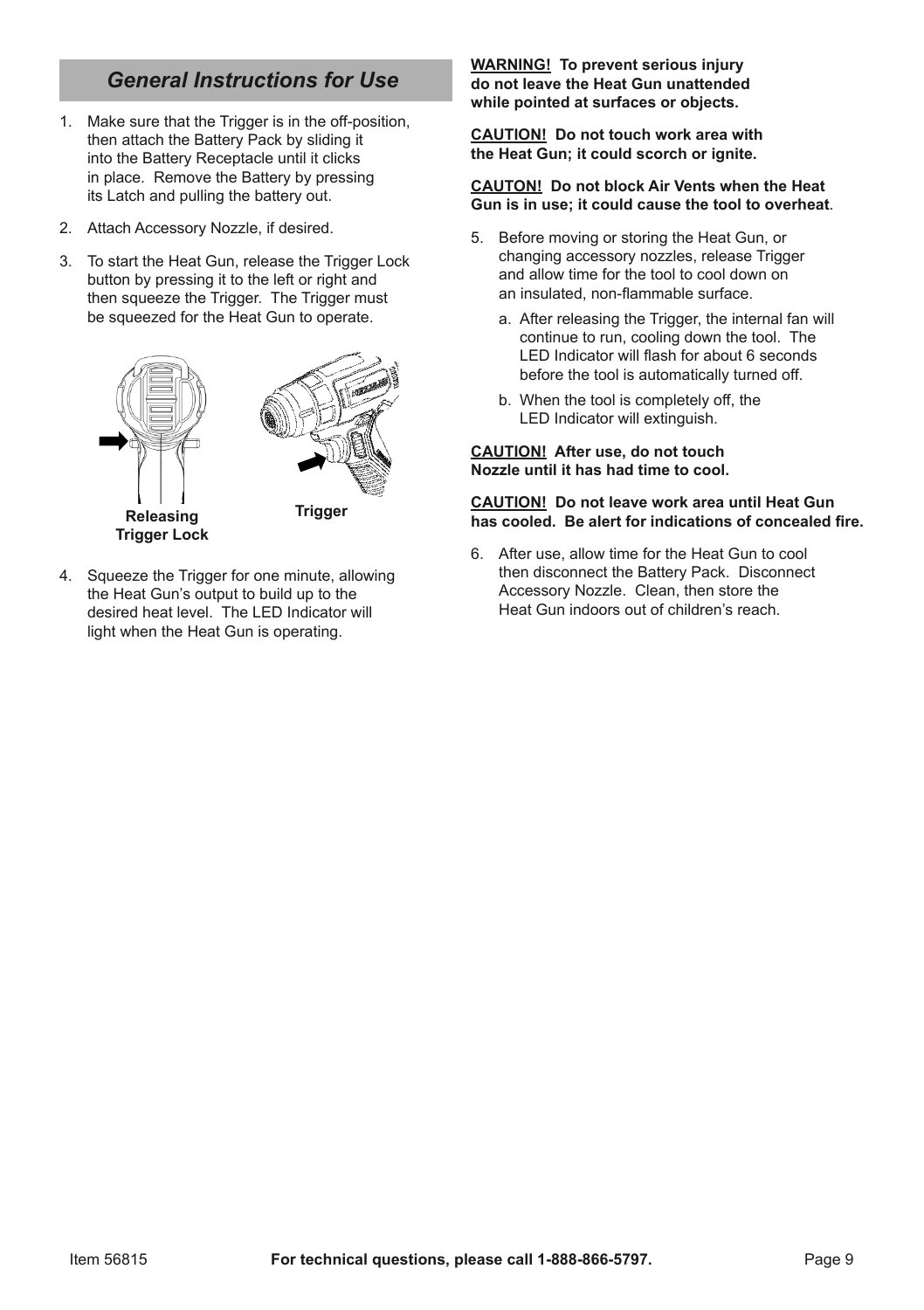## *General Instructions for Use*

1. Make sure that the Trigger is in the off-position, then attach the Battery Pack by sliding it into the Battery Receptacle until it clicks in place. Remove the Battery by pressing its Latch and pulling the battery out.
2. Attach Accessory Nozzle, if desired.
3. To start the Heat Gun, release the Trigger Lock button by pressing it to the left or right and then squeeze the Trigger. The Trigger must be squeezed for the Heat Gun to operate.

**Releasing Trigger Lock**

**Trigger**

4. Squeeze the Trigger for one minute, allowing the Heat Gun's output to build up to the desired heat level. The LED Indicator will light when the Heat Gun is operating.

**WARNING! To prevent serious injury do not leave the Heat Gun unattended while pointed at surfaces or objects.**

**CAUTION! Do not touch work area with the Heat Gun; it could scorch or ignite.**

**CAUTON! Do not block Air Vents when the Heat Gun is in use; it could cause the tool to overheat**.

5. Before moving or storing the Heat Gun, or changing accessory nozzles, release Trigger and allow time for the tool to cool down on an insulated, non-flammable surface.
   a. After releasing the Trigger, the internal fan will continue to run, cooling down the tool. The LED Indicator will flash for about 6 seconds before the tool is automatically turned off.
   b. When the tool is completely off, the LED Indicator will extinguish.

**CAUTION! After use, do not touch Nozzle until it has had time to cool.**

**CAUTION! Do not leave work area until Heat Gun has cooled. Be alert for indications of concealed fire.**

6. After use, allow time for the Heat Gun to cool then disconnect the Battery Pack. Disconnect Accessory Nozzle. Clean, then store the Heat Gun indoors out of children's reach.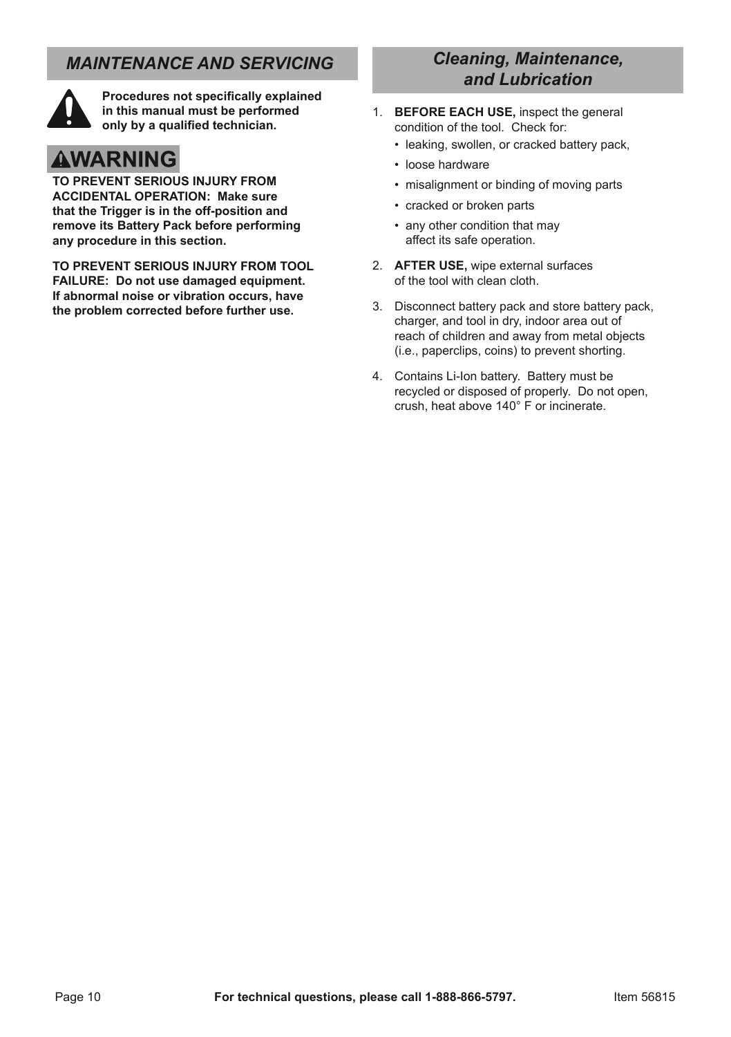## *MAINTENANCE AND SERVICING*

**Procedures not specifically explained in this manual must be performed only by a qualified technician.**

**⚠WARNING**

**TO PREVENT SERIOUS INJURY FROM ACCIDENTAL OPERATION: Make sure that the Trigger is in the off-position and remove its Battery Pack before performing any procedure in this section.**

**TO PREVENT SERIOUS INJURY FROM TOOL FAILURE: Do not use damaged equipment. If abnormal noise or vibration occurs, have the problem corrected before further use.**

### *Cleaning, Maintenance, and Lubrication*

1. **BEFORE EACH USE,** inspect the general condition of the tool. Check for:
   - leaking, swollen, or cracked battery pack,
   - loose hardware
   - misalignment or binding of moving parts
   - cracked or broken parts
   - any other condition that may affect its safe operation.
2. **AFTER USE,** wipe external surfaces of the tool with clean cloth.
3. Disconnect battery pack and store battery pack, charger, and tool in dry, indoor area out of reach of children and away from metal objects (i.e., paperclips, coins) to prevent shorting.
4. Contains Li-Ion battery. Battery must be recycled or disposed of properly. Do not open, crush, heat above 140° F or incinerate.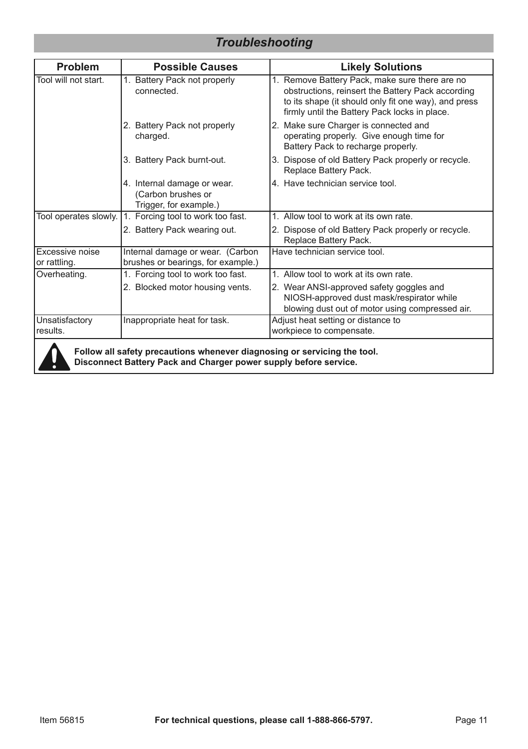## *Troubleshooting*

| Problem | Possible Causes | Likely Solutions |
|---|---|---|
| Tool will not start. | 1. Battery Pack not properly connected. | 1. Remove Battery Pack, make sure there are no obstructions, reinsert the Battery Pack according to its shape (it should only fit one way), and press firmly until the Battery Pack locks in place. |
| | 2. Battery Pack not properly charged. | 2. Make sure Charger is connected and operating properly. Give enough time for Battery Pack to recharge properly. |
| | 3. Battery Pack burnt-out. | 3. Dispose of old Battery Pack properly or recycle. Replace Battery Pack. |
| | 4. Internal damage or wear. (Carbon brushes or Trigger, for example.) | 4. Have technician service tool. |
| Tool operates slowly. | 1. Forcing tool to work too fast. | 1. Allow tool to work at its own rate. |
| | 2. Battery Pack wearing out. | 2. Dispose of old Battery Pack properly or recycle. Replace Battery Pack. |
| Excessive noise or rattling. | Internal damage or wear. (Carbon brushes or bearings, for example.) | Have technician service tool. |
| Overheating. | 1. Forcing tool to work too fast. | 1. Allow tool to work at its own rate. |
| | 2. Blocked motor housing vents. | 2. Wear ANSI-approved safety goggles and NIOSH-approved dust mask/respirator while blowing dust out of motor using compressed air. |
| Unsatisfactory results. | Inappropriate heat for task. | Adjust heat setting or distance to workpiece to compensate. |

**Follow all safety precautions whenever diagnosing or servicing the tool.**
**Disconnect Battery Pack and Charger power supply before service.**

Item 56815 **For technical questions, please call 1-888-866-5797.**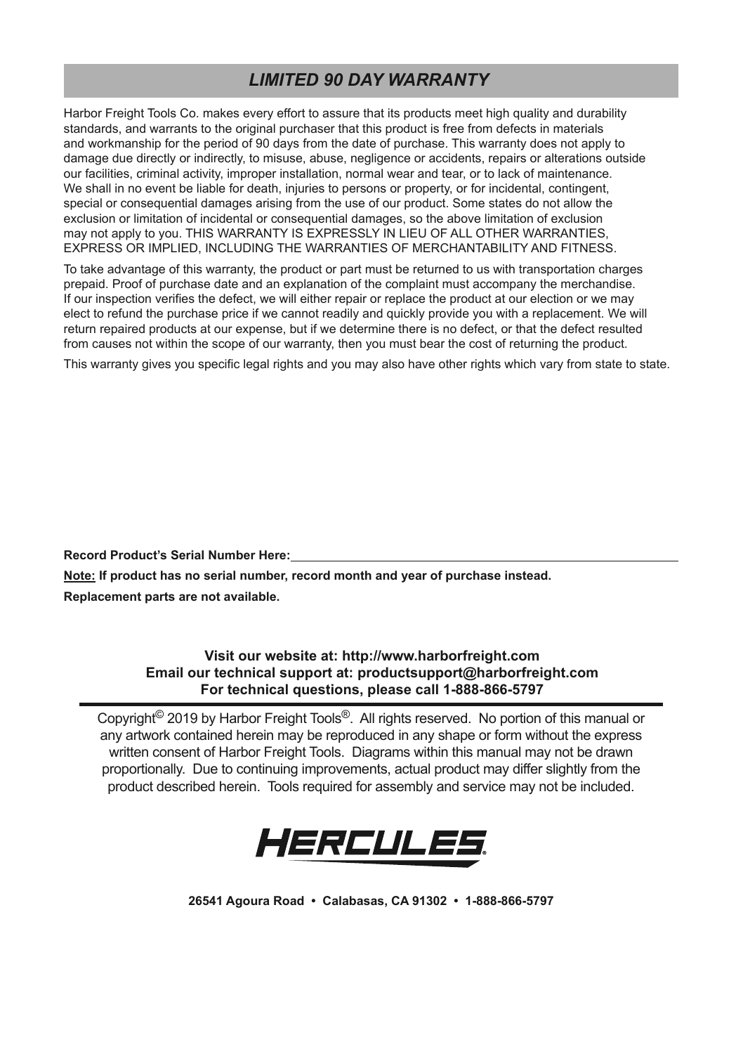## *LIMITED 90 DAY WARRANTY*

Harbor Freight Tools Co. makes every effort to assure that its products meet high quality and durability standards, and warrants to the original purchaser that this product is free from defects in materials and workmanship for the period of 90 days from the date of purchase. This warranty does not apply to damage due directly or indirectly, to misuse, abuse, negligence or accidents, repairs or alterations outside our facilities, criminal activity, improper installation, normal wear and tear, or to lack of maintenance. We shall in no event be liable for death, injuries to persons or property, or for incidental, contingent, special or consequential damages arising from the use of our product. Some states do not allow the exclusion or limitation of incidental or consequential damages, so the above limitation of exclusion may not apply to you. THIS WARRANTY IS EXPRESSLY IN LIEU OF ALL OTHER WARRANTIES, EXPRESS OR IMPLIED, INCLUDING THE WARRANTIES OF MERCHANTABILITY AND FITNESS.

To take advantage of this warranty, the product or part must be returned to us with transportation charges prepaid. Proof of purchase date and an explanation of the complaint must accompany the merchandise. If our inspection verifies the defect, we will either repair or replace the product at our election or we may elect to refund the purchase price if we cannot readily and quickly provide you with a replacement. We will return repaired products at our expense, but if we determine there is no defect, or that the defect resulted from causes not within the scope of our warranty, then you must bear the cost of returning the product.

This warranty gives you specific legal rights and you may also have other rights which vary from state to state.

**Record Product's Serial Number Here:** ______________________________

**Note: If product has no serial number, record month and year of purchase instead.**

**Replacement parts are not available.**

**Visit our website at: http://www.harborfreight.com**
**Email our technical support at: productsupport@harborfreight.com**
**For technical questions, please call 1-888-866-5797**

Copyright© 2019 by Harbor Freight Tools®. All rights reserved. No portion of this manual or any artwork contained herein may be reproduced in any shape or form without the express written consent of Harbor Freight Tools. Diagrams within this manual may not be drawn proportionally. Due to continuing improvements, actual product may differ slightly from the product described herein. Tools required for assembly and service may not be included.

HERCULES®

**26541 Agoura Road • Calabasas, CA 91302 • 1-888-866-5797**